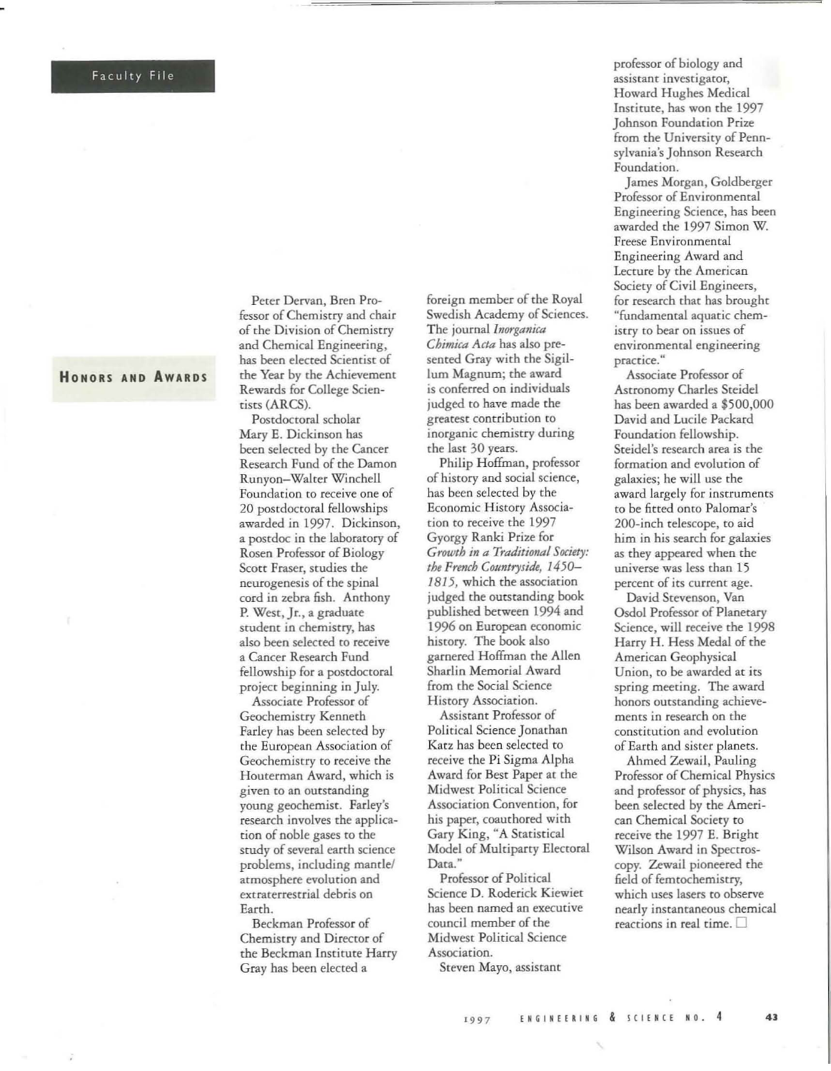Faculty File

## Honors and Awards

Peter Dervan, Bren Professor of Chemistry and chair of the Division of Chemistry and Chemical Engineering, has been elected Scientist of the Year by the Achievement Rewards for College Scientists (ARCS).

Postdoctoral scholar Mary E. Dickinson has been selected by the Cancer Research Fund of the Damon Runyon–Walter Winchell Foundation to receive one of 20 postdoctoral fellowships awarded in 1997. Dickinson, a postdoc in the laboratory of Rosen Professor of Biology Scott Fraser, studies the neurogenesis of the spinal cord in zebra fish. Anthony P. West, Jr., a graduate student in chemistry, has also been selected to receive a Cancer Research Fund fellowship for a postdoctoral project beginning in July.

Associate Professor of Geochemistry Kenneth Farley has been selected by the European Association of Geochemistry to receive the Houterman Award, which is given to an outstanding young geochemist. Farley's research involves the application of noble gases to the study of several earth science problems, including mantle/atmosphere evolution and extraterrestrial debris on Earth.

Beckman Professor of Chemistry and Director of the Beckman Institute Harry Gray has been elected a foreign member of the Royal Swedish Academy of Sciences. The journal *Inorganica Chimica Acta* has also presented Gray with the Sigillum Magnum; the award is conferred on individuals judged to have made the greatest contribution to inorganic chemistry during the last 30 years.

Philip Hoffman, professor of history and social science, has been selected by the Economic History Association to receive the 1997 Gyorgy Ranki Prize for *Growth in a Traditional Society: the French Countryside, 1450–1815,* which the association judged the outstanding book published between 1994 and 1996 on European economic history. The book also garnered Hoffman the Allen Sharlin Memorial Award from the Social Science History Association.

Assistant Professor of Political Science Jonathan Katz has been selected to receive the Pi Sigma Alpha Award for Best Paper at the Midwest Political Science Association Convention, for his paper, coauthored with Gary King, "A Statistical Model of Multiparty Electoral Data."

Professor of Political Science D. Roderick Kiewiet has been named an executive council member of the Midwest Political Science Association.

Steven Mayo, assistant professor of biology and assistant investigator, Howard Hughes Medical Institute, has won the 1997 Johnson Foundation Prize from the University of Pennsylvania's Johnson Research Foundation.

James Morgan, Goldberger Professor of Environmental Engineering Science, has been awarded the 1997 Simon W. Freese Environmental Engineering Award and Lecture by the American Society of Civil Engineers, for research that has brought "fundamental aquatic chemistry to bear on issues of environmental engineering practice."

Associate Professor of Astronomy Charles Steidel has been awarded a $500,000 David and Lucile Packard Foundation fellowship. Steidel's research area is the formation and evolution of galaxies; he will use the award largely for instruments to be fitted onto Palomar's 200-inch telescope, to aid him in his search for galaxies as they appeared when the universe was less than 15 percent of its current age.

David Stevenson, Van Osdol Professor of Planetary Science, will receive the 1998 Harry H. Hess Medal of the American Geophysical Union, to be awarded at its spring meeting. The award honors outstanding achievements in research on the constitution and evolution of Earth and sister planets.

Ahmed Zewail, Pauling Professor of Chemical Physics and professor of physics, has been selected by the American Chemical Society to receive the 1997 E. Bright Wilson Award in Spectroscopy. Zewail pioneered the field of femtochemistry, which uses lasers to observe nearly instantaneous chemical reactions in real time. □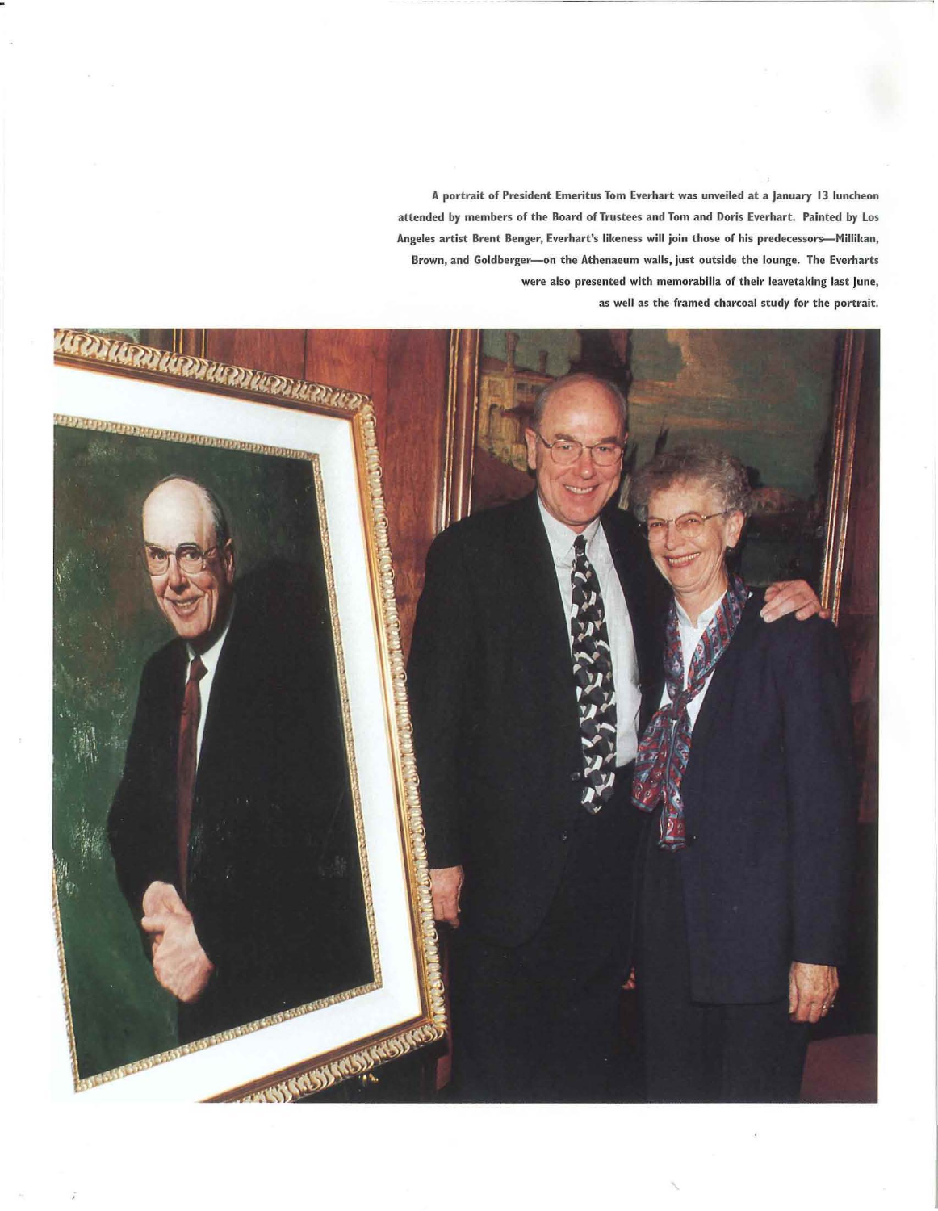**A portrait of President Emeritus Tom Everhart was unveiled at a January 13 luncheon attended by members of the Board of Trustees and Tom and Doris Everhart. Painted by Los Angeles artist Brent Benger, Everhart's likeness will join those of his predecessors—Millikan, Brown, and Goldberger—on the Athenaeum walls, just outside the lounge. The Everharts were also presented with memorabilia of their leavetaking last June, as well as the framed charcoal study for the portrait.**